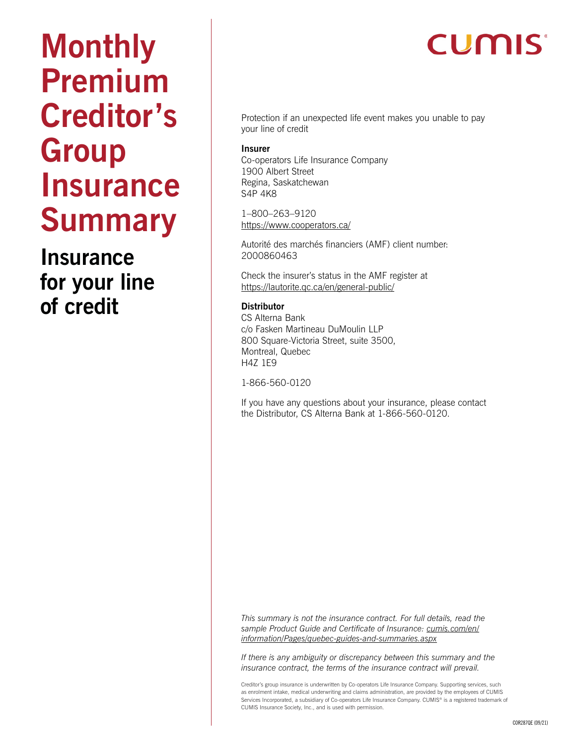# Monthly Premium Creditor's Group Insurance Summary

## Insurance for your line of credit

CUMIS

Protection if an unexpected life event makes you unable to pay your line of credit

**Insurer**
Co-operators Life Insurance Company
1900 Albert Street
Regina, Saskatchewan
S4P 4K8

1–800–263–9120
https://www.cooperators.ca/

Autorité des marchés financiers (AMF) client number:
2000860463

Check the insurer's status in the AMF register at
https://lautorite.qc.ca/en/general-public/

**Distributor**
CS Alterna Bank
c/o Fasken Martineau DuMoulin LLP
800 Square-Victoria Street, suite 3500,
Montreal, Quebec
H4Z 1E9

1-866-560-0120

If you have any questions about your insurance, please contact the Distributor, CS Alterna Bank at 1-866-560-0120.

*This summary is not the insurance contract. For full details, read the sample Product Guide and Certificate of Insurance: cumis.com/en/information/Pages/quebec-guides-and-summaries.aspx*

*If there is any ambiguity or discrepancy between this summary and the insurance contract, the terms of the insurance contract will prevail.*

Creditor's group insurance is underwritten by Co-operators Life Insurance Company. Supporting services, such as enrolment intake, medical underwriting and claims administration, are provided by the employees of CUMIS Services Incorporated, a subsidiary of Co-operators Life Insurance Company. CUMIS® is a registered trademark of CUMIS Insurance Society, Inc., and is used with permission.

COR287QE (09/21)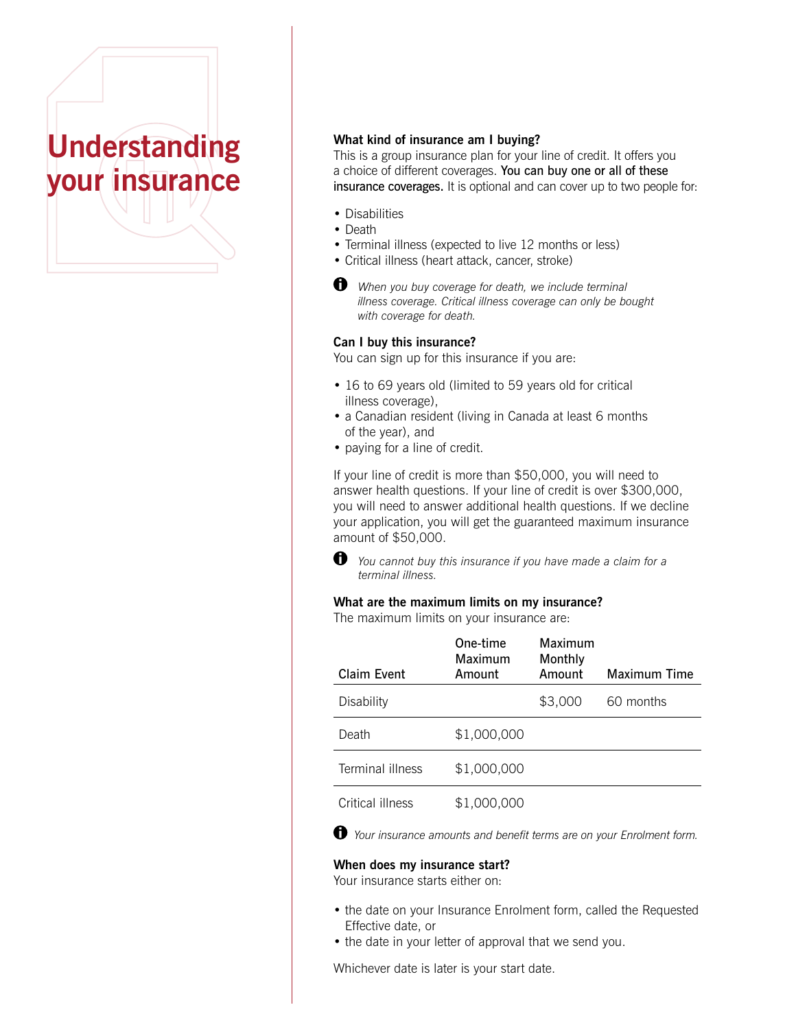# Understanding your insurance

**What kind of insurance am I buying?**

This is a group insurance plan for your line of credit. It offers you a choice of different coverages. **You can buy one or all of these insurance coverages.** It is optional and can cover up to two people for:

- Disabilities
- Death
- Terminal illness (expected to live 12 months or less)
- Critical illness (heart attack, cancer, stroke)

*When you buy coverage for death, we include terminal illness coverage. Critical illness coverage can only be bought with coverage for death.*

**Can I buy this insurance?**

You can sign up for this insurance if you are:

- 16 to 69 years old (limited to 59 years old for critical illness coverage),
- a Canadian resident (living in Canada at least 6 months of the year), and
- paying for a line of credit.

If your line of credit is more than $50,000, you will need to answer health questions. If your line of credit is over $300,000, you will need to answer additional health questions. If we decline your application, you will get the guaranteed maximum insurance amount of $50,000.

*You cannot buy this insurance if you have made a claim for a terminal illness.*

**What are the maximum limits on my insurance?**

The maximum limits on your insurance are:

| Claim Event | One-time Maximum Amount | Maximum Monthly Amount | Maximum Time |
|---|---|---|---|
| Disability | | $3,000 | 60 months |
| Death | $1,000,000 | | |
| Terminal illness | $1,000,000 | | |
| Critical illness | $1,000,000 | | |

*Your insurance amounts and benefit terms are on your Enrolment form.*

**When does my insurance start?**

Your insurance starts either on:

- the date on your Insurance Enrolment form, called the Requested Effective date, or
- the date in your letter of approval that we send you.

Whichever date is later is your start date.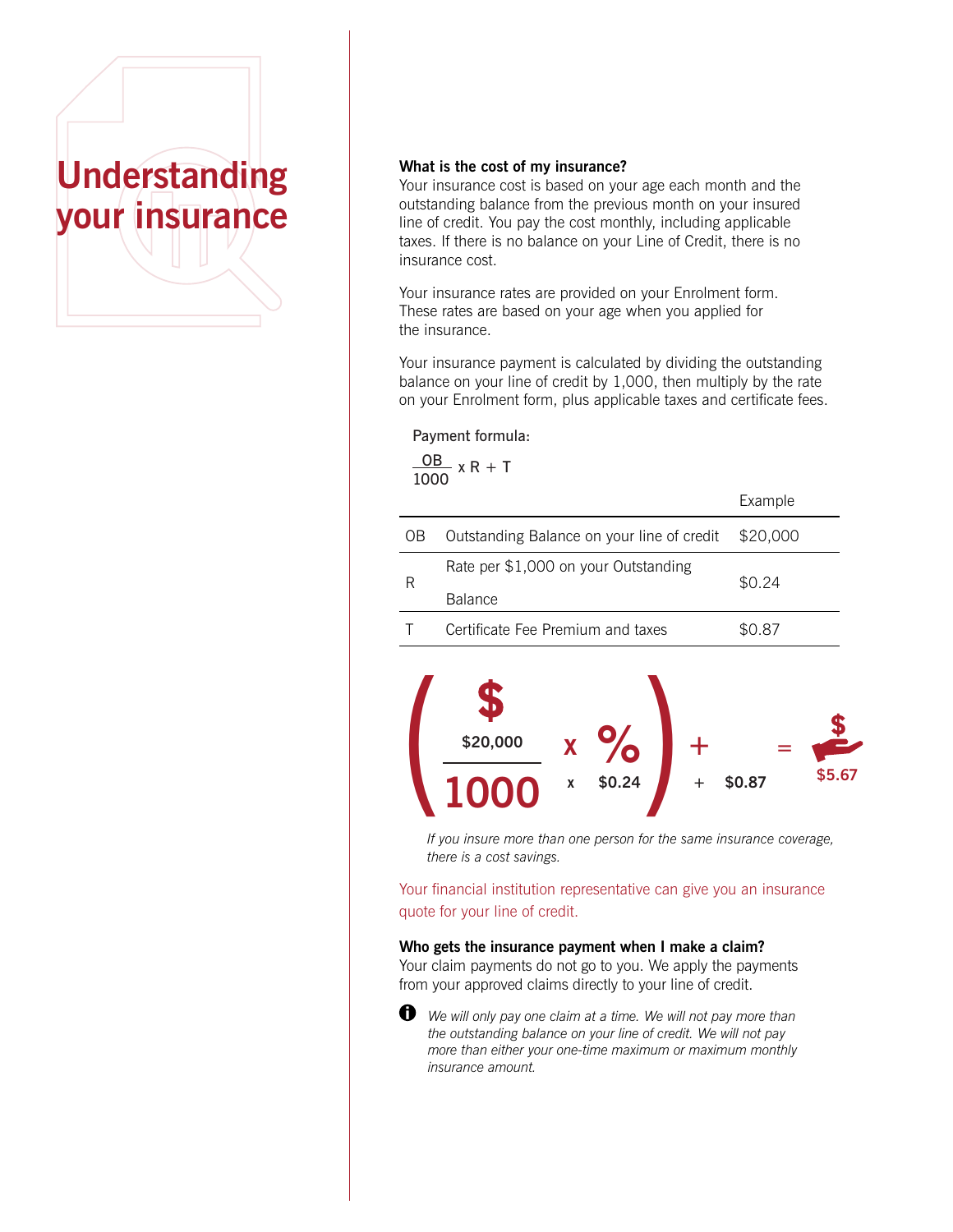# Understanding your insurance

**What is the cost of my insurance?**
Your insurance cost is based on your age each month and the outstanding balance from the previous month on your insured line of credit. You pay the cost monthly, including applicable taxes. If there is no balance on your Line of Credit, there is no insurance cost.

Your insurance rates are provided on your Enrolment form. These rates are based on your age when you applied for the insurance.

Your insurance payment is calculated by dividing the outstanding balance on your line of credit by 1,000, then multiply by the rate on your Enrolment form, plus applicable taxes and certificate fees.

Payment formula:

$$\frac{OB}{1000} \times R + T$$

| | | Example |
|---|---|---|
| OB | Outstanding Balance on your line of credit | $20,000 |
| R | Rate per $1,000 on your Outstanding Balance | $0.24 |
| T | Certificate Fee Premium and taxes | $0.87 |

$$\left(\frac{\$20{,}000}{1000} \times \$0.24\right) + \$0.87 = \$5.67$$

*If you insure more than one person for the same insurance coverage, there is a cost savings.*

Your financial institution representative can give you an insurance quote for your line of credit.

**Who gets the insurance payment when I make a claim?**
Your claim payments do not go to you. We apply the payments from your approved claims directly to your line of credit.

*We will only pay one claim at a time. We will not pay more than the outstanding balance on your line of credit. We will not pay more than either your one-time maximum or maximum monthly insurance amount.*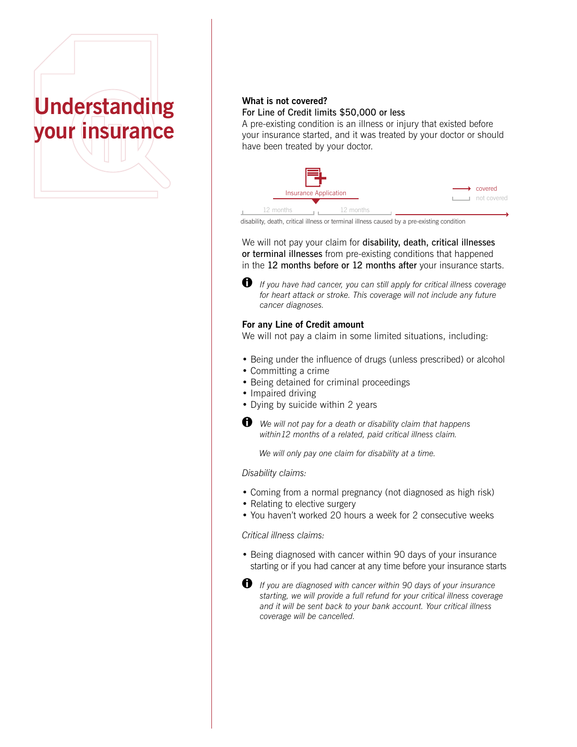# Understanding your insurance

**What is not covered?**

For Line of Credit limits $50,000 or less

A pre-existing condition is an illness or injury that existed before your insurance started, and it was treated by your doctor or should have been treated by your doctor.

Insurance Application

12 months

12 months

covered

not covered

disability, death, critical illness or terminal illness caused by a pre-existing condition

We will not pay your claim for **disability, death, critical illnesses or terminal illnesses** from pre-existing conditions that happened in the **12 months before or 12 months after** your insurance starts.

*If you have had cancer, you can still apply for critical illness coverage for heart attack or stroke. This coverage will not include any future cancer diagnoses.*

**For any Line of Credit amount**

We will not pay a claim in some limited situations, including:

- Being under the influence of drugs (unless prescribed) or alcohol
- Committing a crime
- Being detained for criminal proceedings
- Impaired driving
- Dying by suicide within 2 years

*We will not pay for a death or disability claim that happens within12 months of a related, paid critical illness claim.*

*We will only pay one claim for disability at a time.*

*Disability claims:*

- Coming from a normal pregnancy (not diagnosed as high risk)
- Relating to elective surgery
- You haven't worked 20 hours a week for 2 consecutive weeks

*Critical illness claims:*

- Being diagnosed with cancer within 90 days of your insurance starting or if you had cancer at any time before your insurance starts

*If you are diagnosed with cancer within 90 days of your insurance starting, we will provide a full refund for your critical illness coverage and it will be sent back to your bank account. Your critical illness coverage will be cancelled.*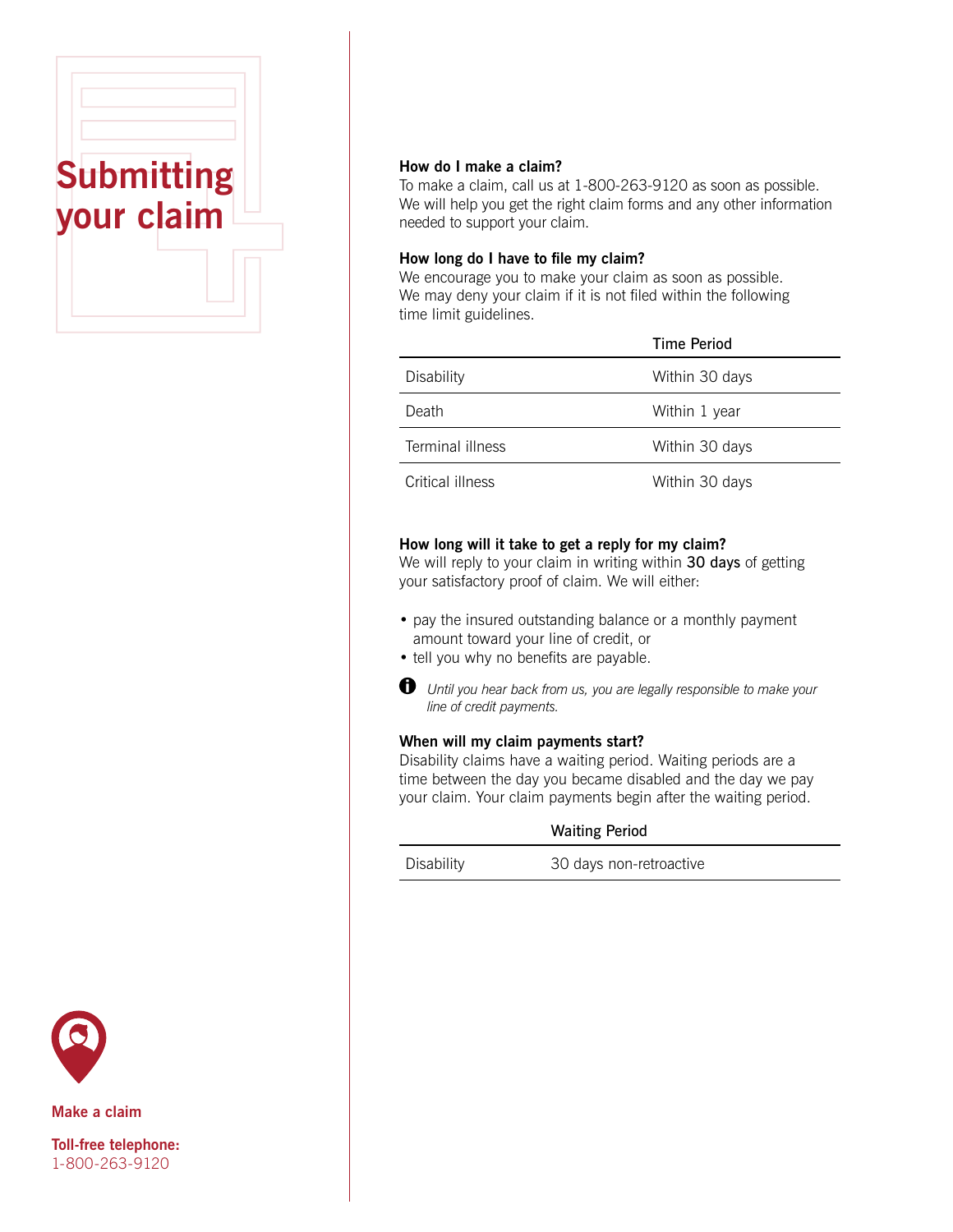# Submitting your claim

### How do I make a claim?

To make a claim, call us at 1-800-263-9120 as soon as possible. We will help you get the right claim forms and any other information needed to support your claim.

### How long do I have to file my claim?

We encourage you to make your claim as soon as possible. We may deny your claim if it is not filed within the following time limit guidelines.

| | Time Period |
|---|---|
| Disability | Within 30 days |
| Death | Within 1 year |
| Terminal illness | Within 30 days |
| Critical illness | Within 30 days |

### How long will it take to get a reply for my claim?

We will reply to your claim in writing within **30 days** of getting your satisfactory proof of claim. We will either:

- pay the insured outstanding balance or a monthly payment amount toward your line of credit, or
- tell you why no benefits are payable.

*Until you hear back from us, you are legally responsible to make your line of credit payments.*

### When will my claim payments start?

Disability claims have a waiting period. Waiting periods are a time between the day you became disabled and the day we pay your claim. Your claim payments begin after the waiting period.

| | Waiting Period |
|---|---|
| Disability | 30 days non-retroactive |

**Make a claim**

**Toll-free telephone:**
1-800-263-9120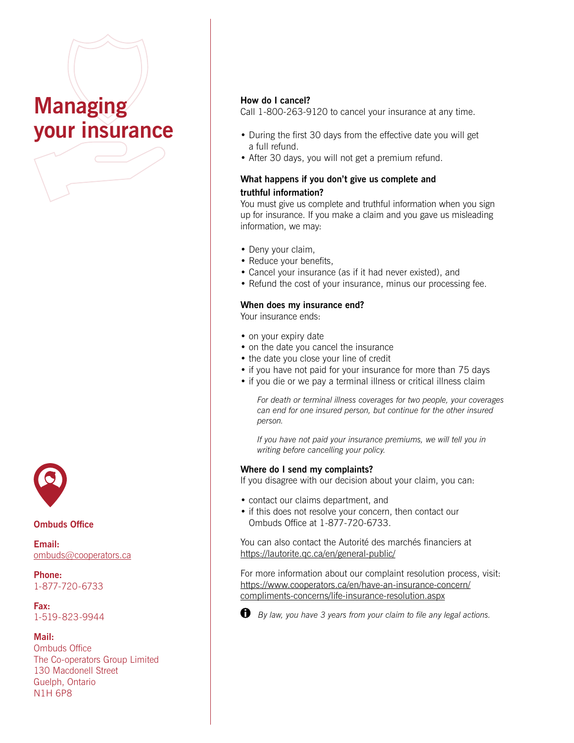# Managing your insurance

**Ombuds Office**

**Email:**
ombuds@cooperators.ca

**Phone:**
1-877-720-6733

**Fax:**
1-519-823-9944

**Mail:**
Ombuds Office
The Co-operators Group Limited
130 Macdonell Street
Guelph, Ontario
N1H 6P8

**How do I cancel?**
Call 1-800-263-9120 to cancel your insurance at any time.

- During the first 30 days from the effective date you will get a full refund.
- After 30 days, you will not get a premium refund.

**What happens if you don't give us complete and truthful information?**
You must give us complete and truthful information when you sign up for insurance. If you make a claim and you gave us misleading information, we may:

- Deny your claim,
- Reduce your benefits,
- Cancel your insurance (as if it had never existed), and
- Refund the cost of your insurance, minus our processing fee.

**When does my insurance end?**
Your insurance ends:

- on your expiry date
- on the date you cancel the insurance
- the date you close your line of credit
- if you have not paid for your insurance for more than 75 days
- if you die or we pay a terminal illness or critical illness claim

*For death or terminal illness coverages for two people, your coverages can end for one insured person, but continue for the other insured person.*

*If you have not paid your insurance premiums, we will tell you in writing before cancelling your policy.*

**Where do I send my complaints?**
If you disagree with our decision about your claim, you can:

- contact our claims department, and
- if this does not resolve your concern, then contact our Ombuds Office at 1-877-720-6733.

You can also contact the Autorité des marchés financiers at https://lautorite.qc.ca/en/general-public/

For more information about our complaint resolution process, visit: https://www.cooperators.ca/en/have-an-insurance-concern/compliments-concerns/life-insurance-resolution.aspx

*By law, you have 3 years from your claim to file any legal actions.*